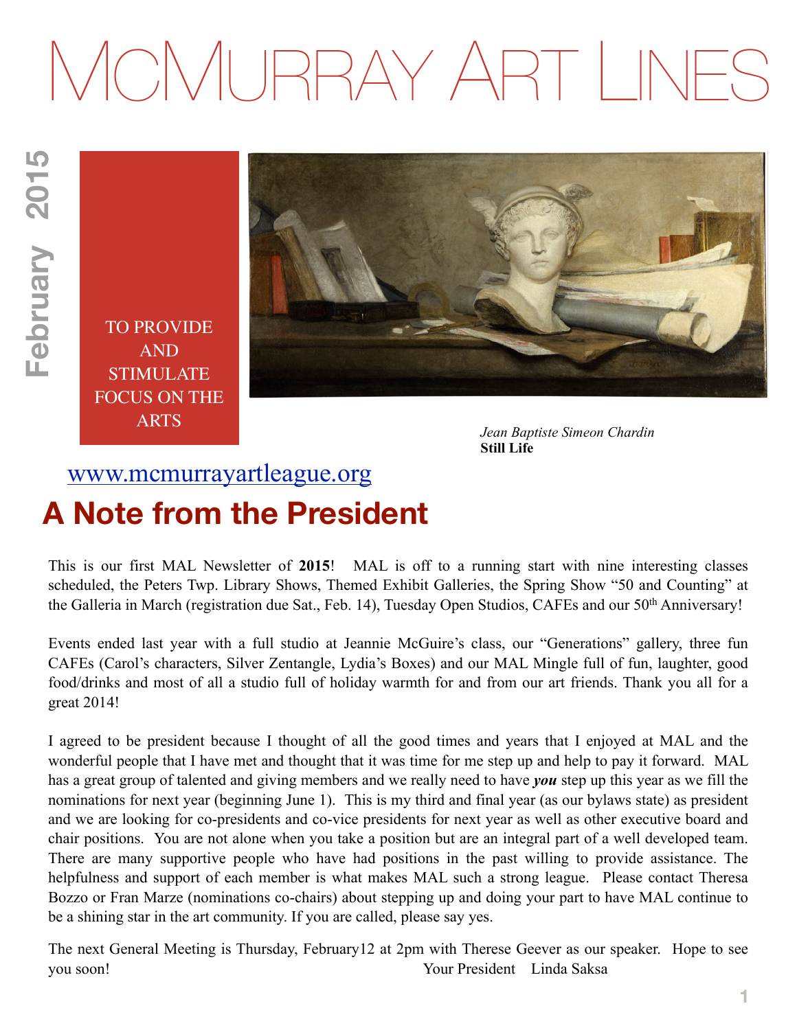# McMurray Art Lines

February 2015

TO PROVIDE AND STIMULATE FOCUS ON THE ARTS

*Jean Baptiste Simeon Chardin*
**Still Life**

www.mcmurrayartleague.org

## A Note from the President

This is our first MAL Newsletter of **2015**! MAL is off to a running start with nine interesting classes scheduled, the Peters Twp. Library Shows, Themed Exhibit Galleries, the Spring Show "50 and Counting" at the Galleria in March (registration due Sat., Feb. 14), Tuesday Open Studios, CAFEs and our 50th Anniversary!

Events ended last year with a full studio at Jeannie McGuire's class, our "Generations" gallery, three fun CAFEs (Carol's characters, Silver Zentangle, Lydia's Boxes) and our MAL Mingle full of fun, laughter, good food/drinks and most of all a studio full of holiday warmth for and from our art friends. Thank you all for a great 2014!

I agreed to be president because I thought of all the good times and years that I enjoyed at MAL and the wonderful people that I have met and thought that it was time for me step up and help to pay it forward. MAL has a great group of talented and giving members and we really need to have ***you*** step up this year as we fill the nominations for next year (beginning June 1). This is my third and final year (as our bylaws state) as president and we are looking for co-presidents and co-vice presidents for next year as well as other executive board and chair positions. You are not alone when you take a position but are an integral part of a well developed team. There are many supportive people who have had positions in the past willing to provide assistance. The helpfulness and support of each member is what makes MAL such a strong league. Please contact Theresa Bozzo or Fran Marze (nominations co-chairs) about stepping up and doing your part to have MAL continue to be a shining star in the art community. If you are called, please say yes.

The next General Meeting is Thursday, February12 at 2pm with Therese Geever as our speaker. Hope to see you soon!

Your President Linda Saksa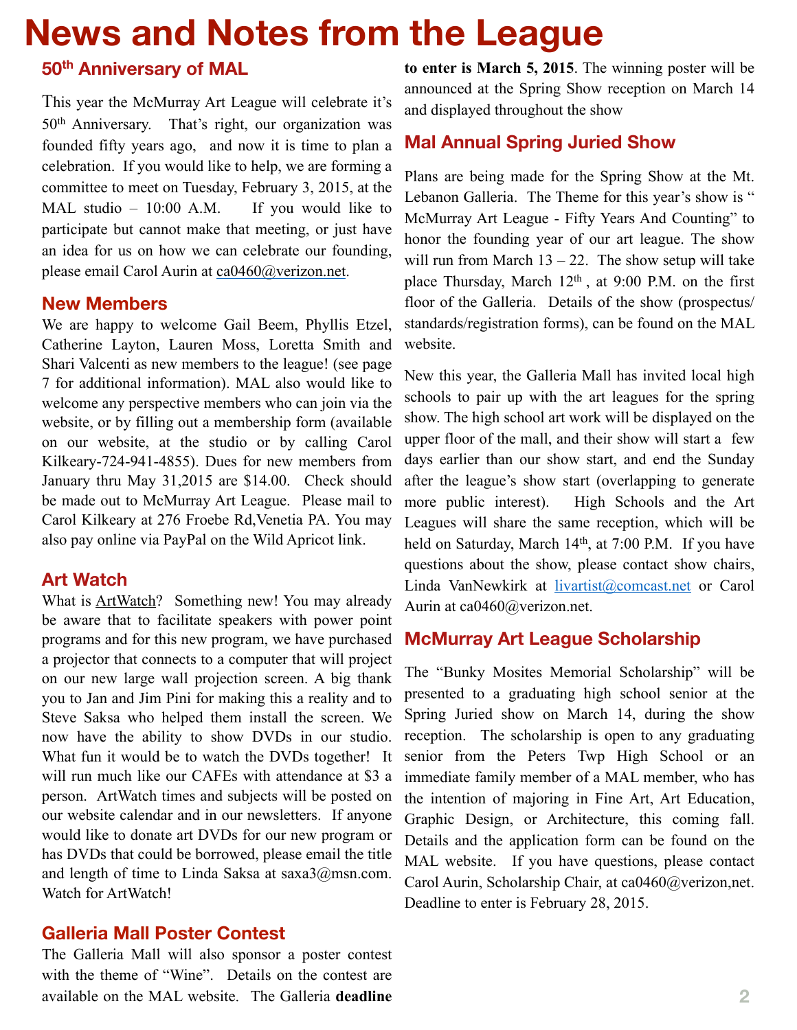# News and Notes from the League

## 50th Anniversary of MAL

This year the McMurray Art League will celebrate it's 50th Anniversary. That's right, our organization was founded fifty years ago, and now it is time to plan a celebration. If you would like to help, we are forming a committee to meet on Tuesday, February 3, 2015, at the MAL studio – 10:00 A.M. If you would like to participate but cannot make that meeting, or just have an idea for us on how we can celebrate our founding, please email Carol Aurin at ca0460@verizon.net.

## New Members

We are happy to welcome Gail Beem, Phyllis Etzel, Catherine Layton, Lauren Moss, Loretta Smith and Shari Valcenti as new members to the league! (see page 7 for additional information). MAL also would like to welcome any perspective members who can join via the website, or by filling out a membership form (available on our website, at the studio or by calling Carol Kilkeary-724-941-4855). Dues for new members from January thru May 31,2015 are $14.00. Check should be made out to McMurray Art League. Please mail to Carol Kilkeary at 276 Froebe Rd,Venetia PA. You may also pay online via PayPal on the Wild Apricot link.

## Art Watch

What is ArtWatch? Something new! You may already be aware that to facilitate speakers with power point programs and for this new program, we have purchased a projector that connects to a computer that will project on our new large wall projection screen. A big thank you to Jan and Jim Pini for making this a reality and to Steve Saksa who helped them install the screen. We now have the ability to show DVDs in our studio. What fun it would be to watch the DVDs together! It will run much like our CAFEs with attendance at $3 a person. ArtWatch times and subjects will be posted on our website calendar and in our newsletters. If anyone would like to donate art DVDs for our new program or has DVDs that could be borrowed, please email the title and length of time to Linda Saksa at saxa3@msn.com. Watch for ArtWatch!

## Galleria Mall Poster Contest

The Galleria Mall will also sponsor a poster contest with the theme of "Wine". Details on the contest are available on the MAL website. The Galleria **deadline to enter is March 5, 2015**. The winning poster will be announced at the Spring Show reception on March 14 and displayed throughout the show

## Mal Annual Spring Juried Show

Plans are being made for the Spring Show at the Mt. Lebanon Galleria. The Theme for this year's show is " McMurray Art League - Fifty Years And Counting" to honor the founding year of our art league. The show will run from March 13 – 22. The show setup will take place Thursday, March 12th , at 9:00 P.M. on the first floor of the Galleria. Details of the show (prospectus/ standards/registration forms), can be found on the MAL website.

New this year, the Galleria Mall has invited local high schools to pair up with the art leagues for the spring show. The high school art work will be displayed on the upper floor of the mall, and their show will start a few days earlier than our show start, and end the Sunday after the league's show start (overlapping to generate more public interest). High Schools and the Art Leagues will share the same reception, which will be held on Saturday, March 14th, at 7:00 P.M. If you have questions about the show, please contact show chairs, Linda VanNewkirk at livartist@comcast.net or Carol Aurin at ca0460@verizon.net.

## McMurray Art League Scholarship

The "Bunky Mosites Memorial Scholarship" will be presented to a graduating high school senior at the Spring Juried show on March 14, during the show reception. The scholarship is open to any graduating senior from the Peters Twp High School or an immediate family member of a MAL member, who has the intention of majoring in Fine Art, Art Education, Graphic Design, or Architecture, this coming fall. Details and the application form can be found on the MAL website. If you have questions, please contact Carol Aurin, Scholarship Chair, at ca0460@verizon,net. Deadline to enter is February 28, 2015.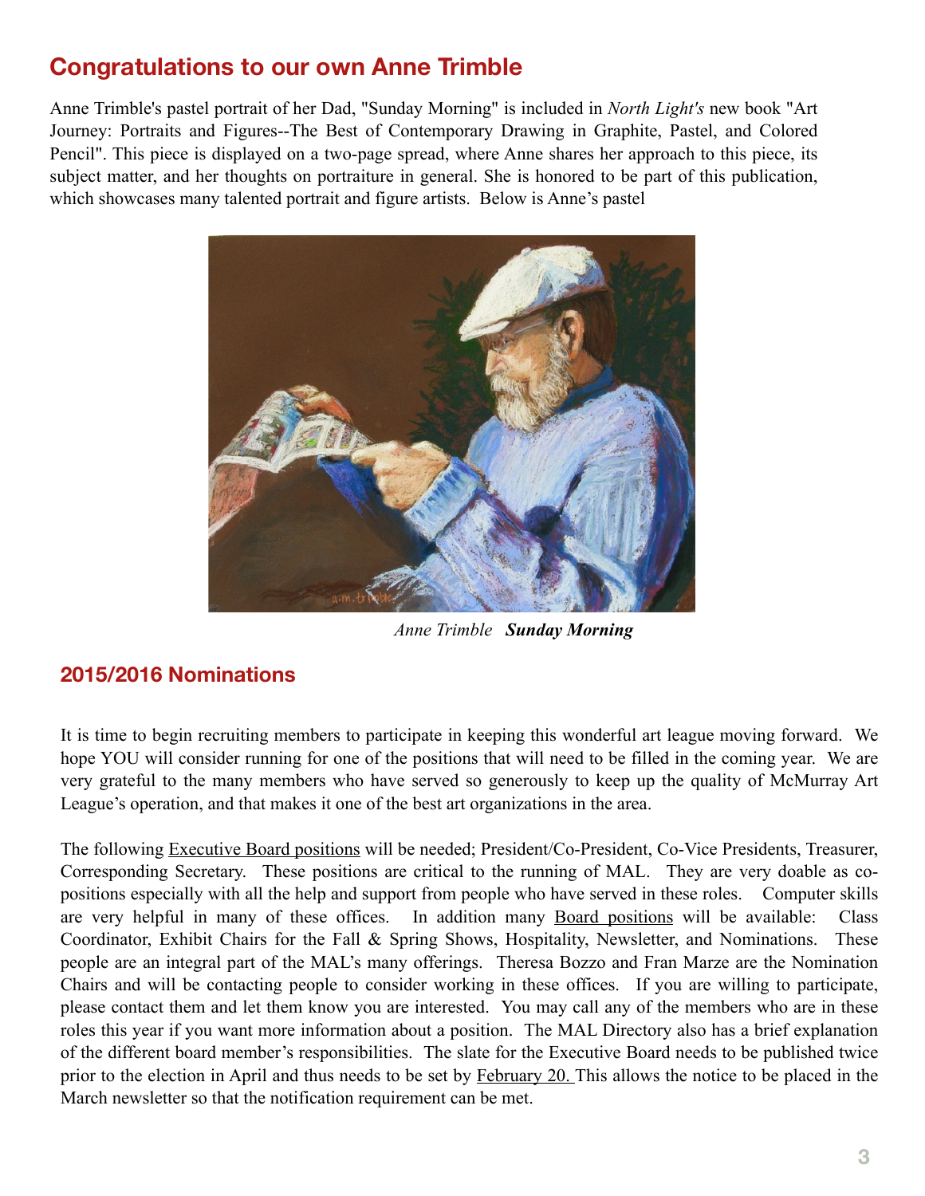## Congratulations to our own Anne Trimble

Anne Trimble's pastel portrait of her Dad, "Sunday Morning" is included in *North Light's* new book "Art Journey: Portraits and Figures--The Best of Contemporary Drawing in Graphite, Pastel, and Colored Pencil". This piece is displayed on a two-page spread, where Anne shares her approach to this piece, its subject matter, and her thoughts on portraiture in general. She is honored to be part of this publication, which showcases many talented portrait and figure artists. Below is Anne's pastel

*Anne Trimble* ***Sunday Morning***

## 2015/2016 Nominations

It is time to begin recruiting members to participate in keeping this wonderful art league moving forward. We hope YOU will consider running for one of the positions that will need to be filled in the coming year. We are very grateful to the many members who have served so generously to keep up the quality of McMurray Art League's operation, and that makes it one of the best art organizations in the area.

The following Executive Board positions will be needed; President/Co-President, Co-Vice Presidents, Treasurer, Corresponding Secretary. These positions are critical to the running of MAL. They are very doable as co-positions especially with all the help and support from people who have served in these roles. Computer skills are very helpful in many of these offices. In addition many Board positions will be available: Class Coordinator, Exhibit Chairs for the Fall & Spring Shows, Hospitality, Newsletter, and Nominations. These people are an integral part of the MAL's many offerings. Theresa Bozzo and Fran Marze are the Nomination Chairs and will be contacting people to consider working in these offices. If you are willing to participate, please contact them and let them know you are interested. You may call any of the members who are in these roles this year if you want more information about a position. The MAL Directory also has a brief explanation of the different board member's responsibilities. The slate for the Executive Board needs to be published twice prior to the election in April and thus needs to be set by February 20. This allows the notice to be placed in the March newsletter so that the notification requirement can be met.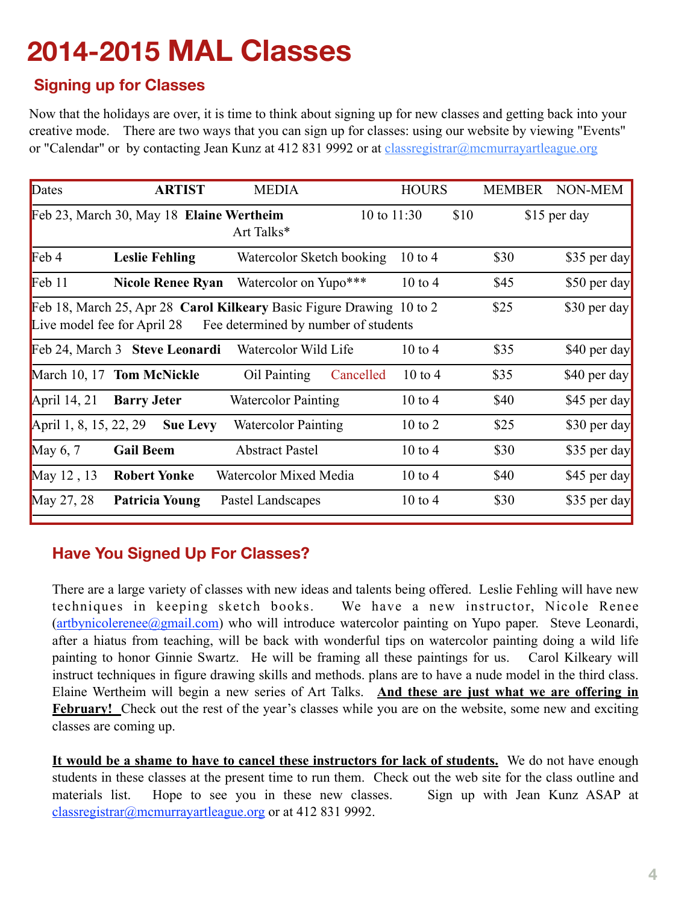# 2014-2015 MAL Classes

## Signing up for Classes

Now that the holidays are over, it is time to think about signing up for new classes and getting back into your creative mode. There are two ways that you can sign up for classes: using our website by viewing "Events" or "Calendar" or by contacting Jean Kunz at 412 831 9992 or at classregistrar@mcmurrayartleague.org

| Dates | ARTIST | MEDIA | HOURS | MEMBER | NON-MEM |
|---|---|---|---|---|---|
| Feb 23, March 30, May 18 | **Elaine Wertheim** | Art Talks* | 10 to 11:30 | $10 | $15 per day |
| Feb 4 | **Leslie Fehling** | Watercolor Sketch booking | 10 to 4 | $30 | $35 per day |
| Feb 11 | **Nicole Renee Ryan** | Watercolor on Yupo*** | 10 to 4 | $45 | $50 per day |
| Feb 18, March 25, Apr 28 Live model fee for April 28 | **Carol Kilkeary** | Basic Figure Drawing Fee determined by number of students | 10 to 2 | $25 | $30 per day |
| Feb 24, March 3 | **Steve Leonardi** | Watercolor Wild Life | 10 to 4 | $35 | $40 per day |
| March 10, 17 | **Tom McNickle** | Oil Painting Cancelled | 10 to 4 | $35 | $40 per day |
| April 14, 21 | **Barry Jeter** | Watercolor Painting | 10 to 4 | $40 | $45 per day |
| April 1, 8, 15, 22, 29 | **Sue Levy** | Watercolor Painting | 10 to 2 | $25 | $30 per day |
| May 6, 7 | **Gail Beem** | Abstract Pastel | 10 to 4 | $30 | $35 per day |
| May 12 , 13 | **Robert Yonke** | Watercolor Mixed Media | 10 to 4 | $40 | $45 per day |
| May 27, 28 | **Patricia Young** | Pastel Landscapes | 10 to 4 | $30 | $35 per day |

## Have You Signed Up For Classes?

There are a large variety of classes with new ideas and talents being offered. Leslie Fehling will have new techniques in keeping sketch books. We have a new instructor, Nicole Renee (artbynicolerenee@gmail.com) who will introduce watercolor painting on Yupo paper. Steve Leonardi, after a hiatus from teaching, will be back with wonderful tips on watercolor painting doing a wild life painting to honor Ginnie Swartz. He will be framing all these paintings for us. Carol Kilkeary will instruct techniques in figure drawing skills and methods. plans are to have a nude model in the third class. Elaine Wertheim will begin a new series of Art Talks. **And these are just what we are offering in February!** Check out the rest of the year's classes while you are on the website, some new and exciting classes are coming up.

**It would be a shame to have to cancel these instructors for lack of students.** We do not have enough students in these classes at the present time to run them. Check out the web site for the class outline and materials list. Hope to see you in these new classes. Sign up with Jean Kunz ASAP at classregistrar@mcmurrayartleague.org or at 412 831 9992.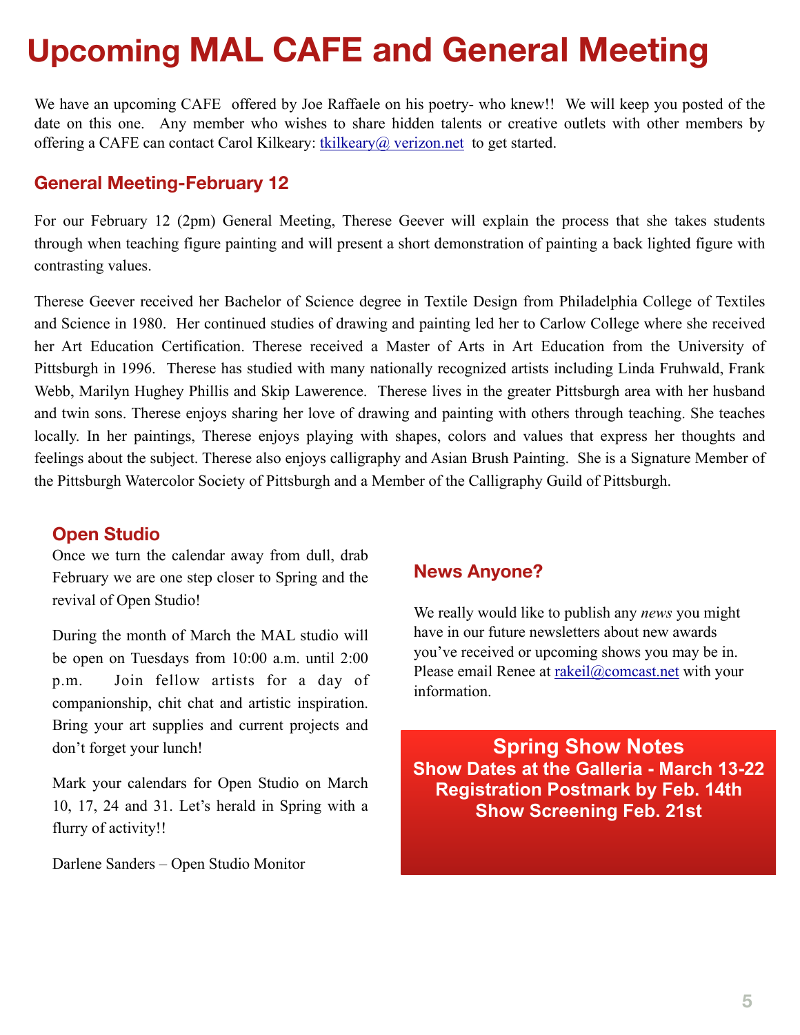# Upcoming MAL CAFE and General Meeting

We have an upcoming CAFE offered by Joe Raffaele on his poetry- who knew!! We will keep you posted of the date on this one. Any member who wishes to share hidden talents or creative outlets with other members by offering a CAFE can contact Carol Kilkeary: tkilkeary@ verizon.net to get started.

## General Meeting-February 12

For our February 12 (2pm) General Meeting, Therese Geever will explain the process that she takes students through when teaching figure painting and will present a short demonstration of painting a back lighted figure with contrasting values.

Therese Geever received her Bachelor of Science degree in Textile Design from Philadelphia College of Textiles and Science in 1980. Her continued studies of drawing and painting led her to Carlow College where she received her Art Education Certification. Therese received a Master of Arts in Art Education from the University of Pittsburgh in 1996. Therese has studied with many nationally recognized artists including Linda Fruhwald, Frank Webb, Marilyn Hughey Phillis and Skip Lawerence. Therese lives in the greater Pittsburgh area with her husband and twin sons. Therese enjoys sharing her love of drawing and painting with others through teaching. She teaches locally. In her paintings, Therese enjoys playing with shapes, colors and values that express her thoughts and feelings about the subject. Therese also enjoys calligraphy and Asian Brush Painting. She is a Signature Member of the Pittsburgh Watercolor Society of Pittsburgh and a Member of the Calligraphy Guild of Pittsburgh.

## Open Studio

Once we turn the calendar away from dull, drab February we are one step closer to Spring and the revival of Open Studio!

During the month of March the MAL studio will be open on Tuesdays from 10:00 a.m. until 2:00 p.m. Join fellow artists for a day of companionship, chit chat and artistic inspiration. Bring your art supplies and current projects and don't forget your lunch!

Mark your calendars for Open Studio on March 10, 17, 24 and 31. Let's herald in Spring with a flurry of activity!!

Darlene Sanders – Open Studio Monitor

## News Anyone?

We really would like to publish any *news* you might have in our future newsletters about new awards you've received or upcoming shows you may be in. Please email Renee at rakeil@comcast.net with your information.

## Spring Show Notes

**Show Dates at the Galleria - March 13-22**
**Registration Postmark by Feb. 14th**
**Show Screening Feb. 21st**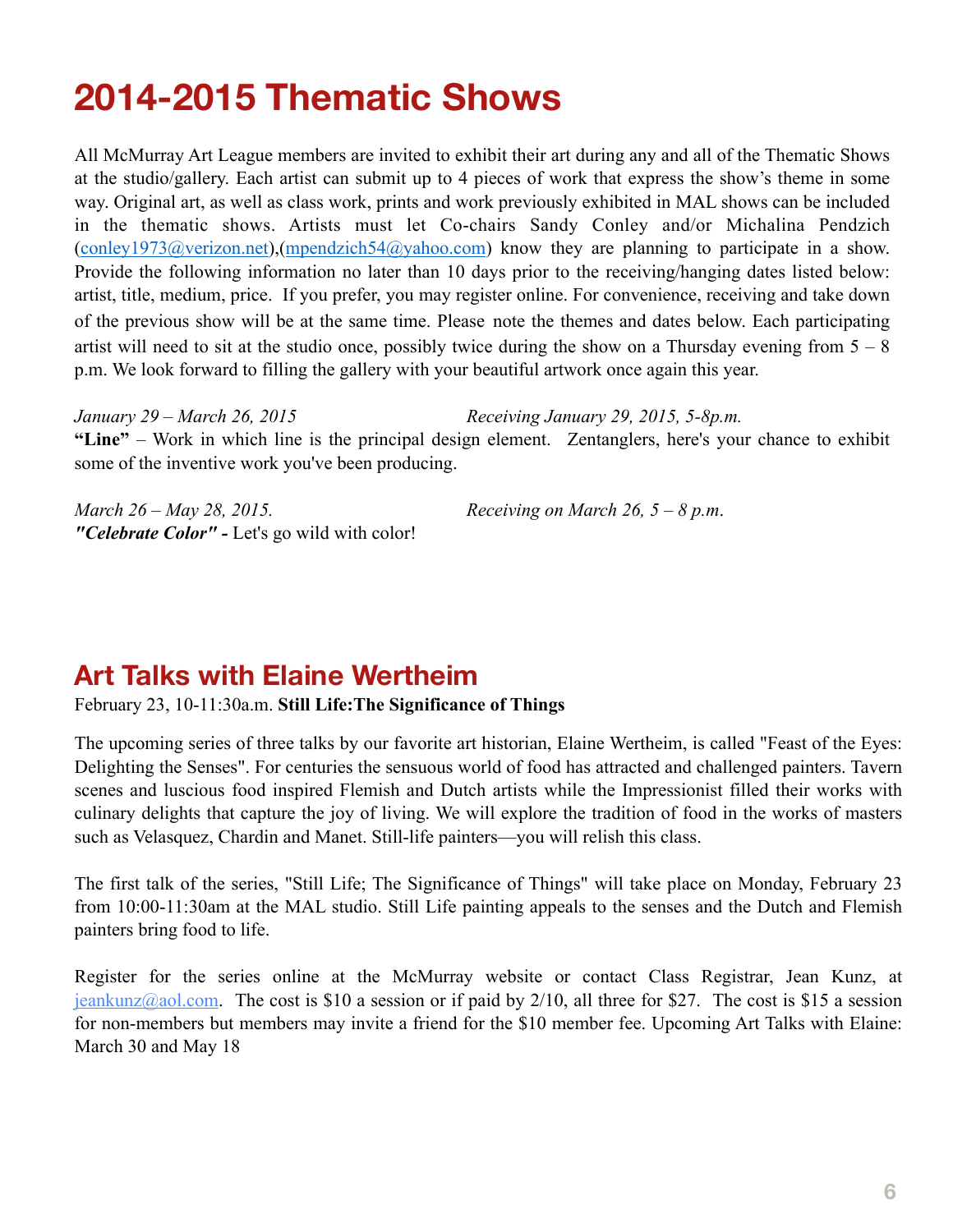# 2014-2015 Thematic Shows

All McMurray Art League members are invited to exhibit their art during any and all of the Thematic Shows at the studio/gallery. Each artist can submit up to 4 pieces of work that express the show's theme in some way. Original art, as well as class work, prints and work previously exhibited in MAL shows can be included in the thematic shows. Artists must let Co-chairs Sandy Conley and/or Michalina Pendzich (conley1973@verizon.net),(mpendzich54@yahoo.com) know they are planning to participate in a show. Provide the following information no later than 10 days prior to the receiving/hanging dates listed below: artist, title, medium, price. If you prefer, you may register online. For convenience, receiving and take down of the previous show will be at the same time. Please note the themes and dates below. Each participating artist will need to sit at the studio once, possibly twice during the show on a Thursday evening from 5 – 8 p.m. We look forward to filling the gallery with your beautiful artwork once again this year.

*January 29 – March 26, 2015* *Receiving January 29, 2015, 5-8p.m.*
**"Line"** – Work in which line is the principal design element. Zentanglers, here's your chance to exhibit some of the inventive work you've been producing.

*March 26 – May 28, 2015.* *Receiving on March 26, 5 – 8 p.m.*
***"Celebrate Color" -*** Let's go wild with color!

## Art Talks with Elaine Wertheim

February 23, 10-11:30a.m. **Still Life:The Significance of Things**

The upcoming series of three talks by our favorite art historian, Elaine Wertheim, is called "Feast of the Eyes: Delighting the Senses". For centuries the sensuous world of food has attracted and challenged painters. Tavern scenes and luscious food inspired Flemish and Dutch artists while the Impressionist filled their works with culinary delights that capture the joy of living. We will explore the tradition of food in the works of masters such as Velasquez, Chardin and Manet. Still-life painters—you will relish this class.

The first talk of the series, "Still Life; The Significance of Things" will take place on Monday, February 23 from 10:00-11:30am at the MAL studio. Still Life painting appeals to the senses and the Dutch and Flemish painters bring food to life.

Register for the series online at the McMurray website or contact Class Registrar, Jean Kunz, at jeankunz@aol.com. The cost is $10 a session or if paid by 2/10, all three for $27. The cost is $15 a session for non-members but members may invite a friend for the $10 member fee. Upcoming Art Talks with Elaine: March 30 and May 18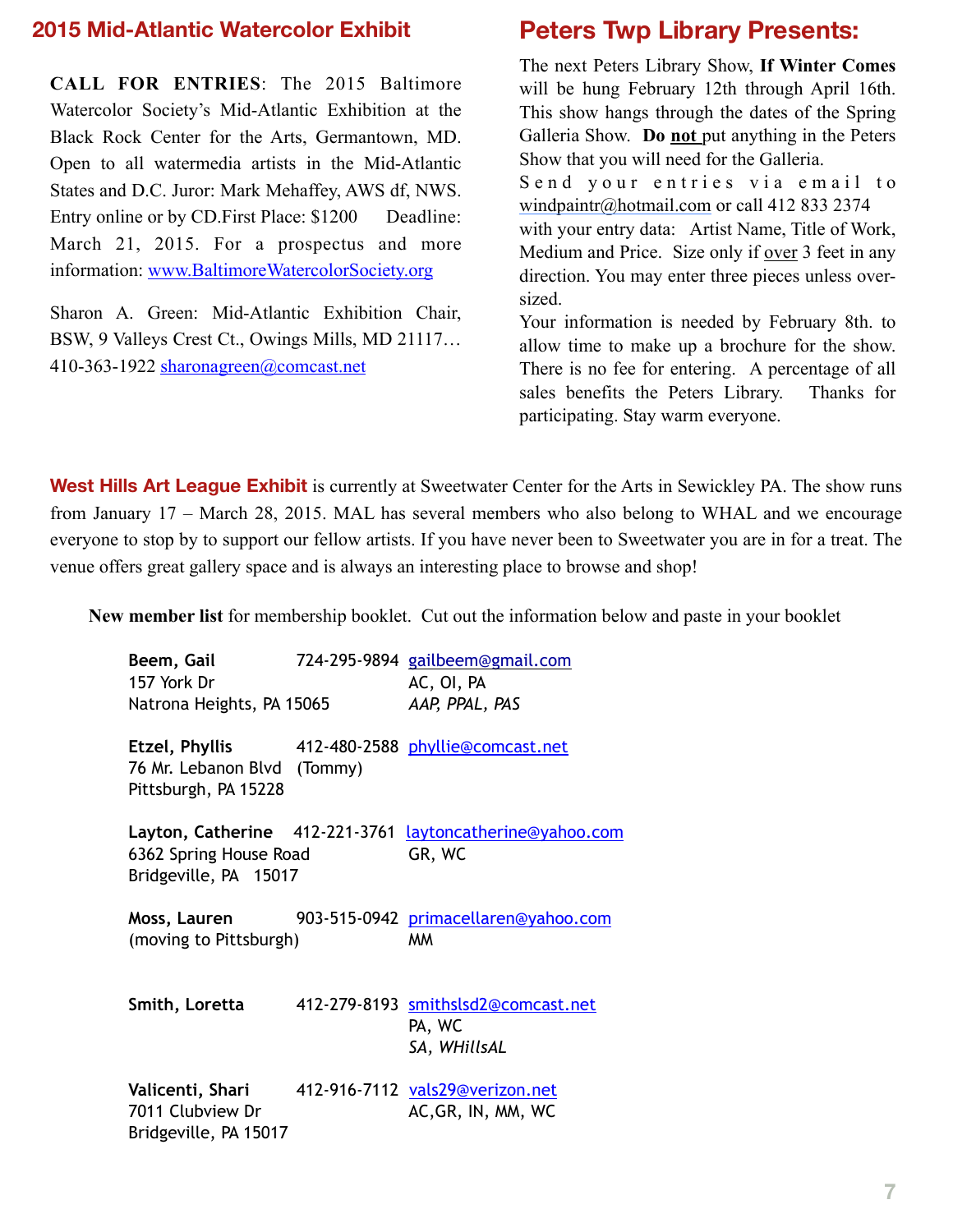## 2015 Mid-Atlantic Watercolor Exhibit

**CALL FOR ENTRIES**: The 2015 Baltimore Watercolor Society's Mid-Atlantic Exhibition at the Black Rock Center for the Arts, Germantown, MD. Open to all watermedia artists in the Mid-Atlantic States and D.C. Juror: Mark Mehaffey, AWS df, NWS. Entry online or by CD.First Place: $1200 Deadline: March 21, 2015. For a prospectus and more information: www.BaltimoreWatercolorSociety.org

Sharon A. Green: Mid-Atlantic Exhibition Chair, BSW, 9 Valleys Crest Ct., Owings Mills, MD 21117… 410-363-1922 sharonagreen@comcast.net

## Peters Twp Library Presents:

The next Peters Library Show, **If Winter Comes** will be hung February 12th through April 16th. This show hangs through the dates of the Spring Galleria Show. **Do not** put anything in the Peters Show that you will need for the Galleria.

Send your entries via email to windpaintr@hotmail.com or call 412 833 2374 with your entry data: Artist Name, Title of Work, Medium and Price. Size only if over 3 feet in any direction. You may enter three pieces unless over-sized.

Your information is needed by February 8th. to allow time to make up a brochure for the show. There is no fee for entering. A percentage of all sales benefits the Peters Library. Thanks for participating. Stay warm everyone.

**West Hills Art League Exhibit** is currently at Sweetwater Center for the Arts in Sewickley PA. The show runs from January 17 – March 28, 2015. MAL has several members who also belong to WHAL and we encourage everyone to stop by to support our fellow artists. If you have never been to Sweetwater you are in for a treat. The venue offers great gallery space and is always an interesting place to browse and shop!

**New member list** for membership booklet. Cut out the information below and paste in your booklet

**Beem, Gail** 724-295-9894 gailbeem@gmail.com
157 York Dr — AC, OI, PA
Natrona Heights, PA 15065 — *AAP, PPAL, PAS*

**Etzel, Phyllis** 412-480-2588 phyllie@comcast.net
76 Mr. Lebanon Blvd (Tommy)
Pittsburgh, PA 15228

**Layton, Catherine** 412-221-3761 laytoncatherine@yahoo.com
6362 Spring House Road — GR, WC
Bridgeville, PA 15017

**Moss, Lauren** 903-515-0942 primacellaren@yahoo.com
(moving to Pittsburgh) — MM

**Smith, Loretta** 412-279-8193 smithslsd2@comcast.net
PA, WC
*SA, WHillsAL*

**Valicenti, Shari** 412-916-7112 vals29@verizon.net
7011 Clubview Dr — AC,GR, IN, MM, WC
Bridgeville, PA 15017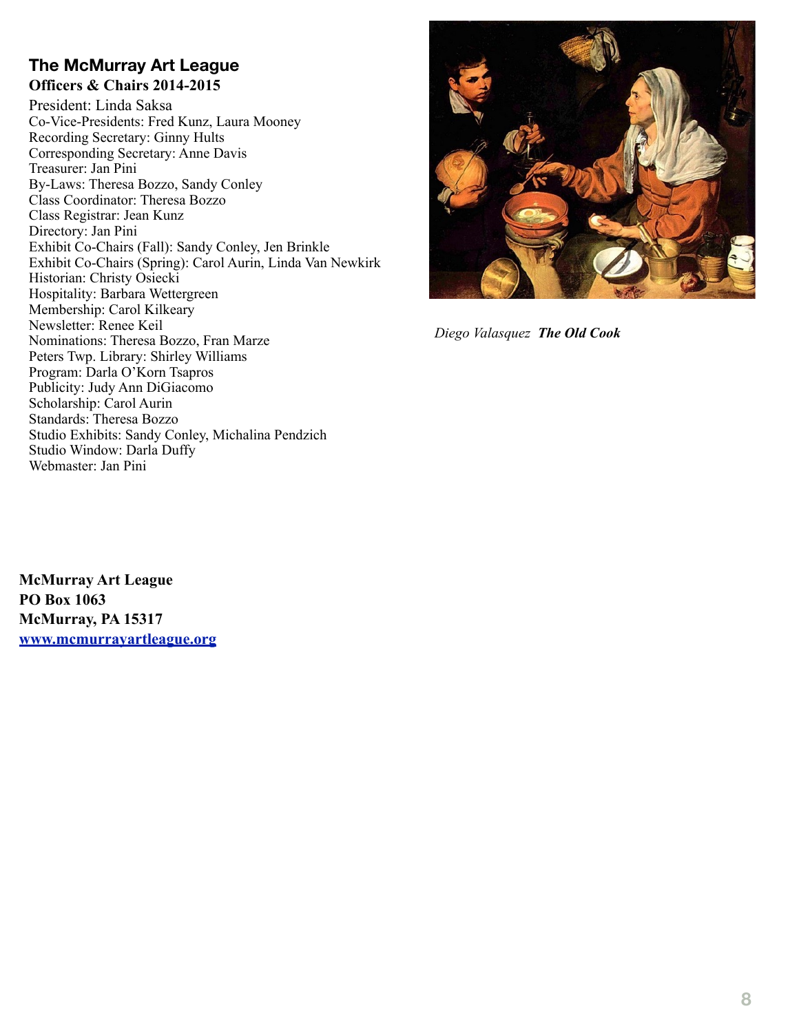## The McMurray Art League

**Officers & Chairs 2014-2015**

President: Linda Saksa
Co-Vice-Presidents: Fred Kunz, Laura Mooney
Recording Secretary: Ginny Hults
Corresponding Secretary: Anne Davis
Treasurer: Jan Pini
By-Laws: Theresa Bozzo, Sandy Conley
Class Coordinator: Theresa Bozzo
Class Registrar: Jean Kunz
Directory: Jan Pini
Exhibit Co-Chairs (Fall): Sandy Conley, Jen Brinkle
Exhibit Co-Chairs (Spring): Carol Aurin, Linda Van Newkirk
Historian: Christy Osiecki
Hospitality: Barbara Wettergreen
Membership: Carol Kilkeary
Newsletter: Renee Keil
Nominations: Theresa Bozzo, Fran Marze
Peters Twp. Library: Shirley Williams
Program: Darla O'Korn Tsapros
Publicity: Judy Ann DiGiacomo
Scholarship: Carol Aurin
Standards: Theresa Bozzo
Studio Exhibits: Sandy Conley, Michalina Pendzich
Studio Window: Darla Duffy
Webmaster: Jan Pini

*Diego Valasquez* ***The Old Cook***

**McMurray Art League**
**PO Box 1063**
**McMurray, PA 15317**
**[www.mcmurrayartleague.org](http://www.mcmurrayartleague.org)**